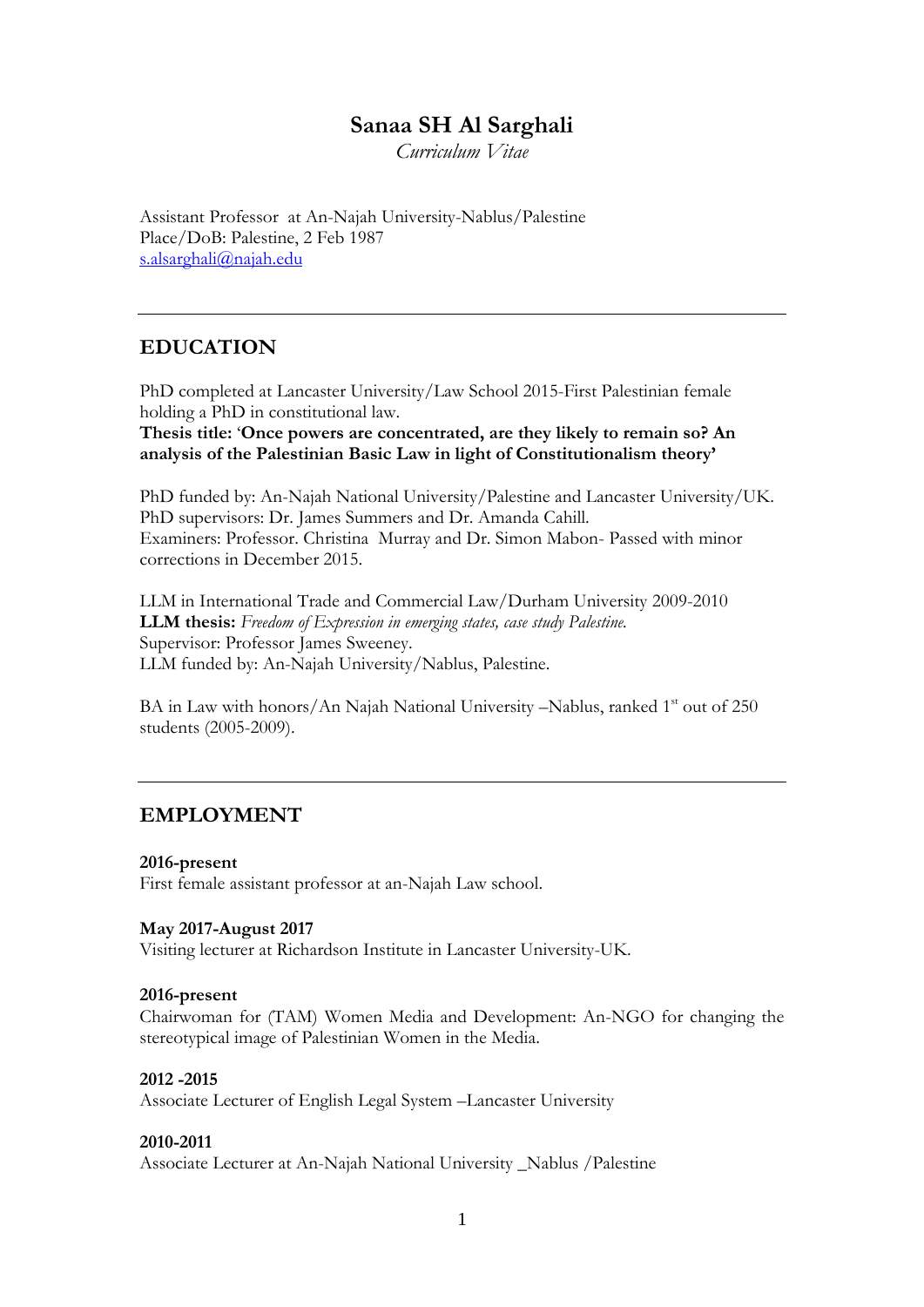# Sanaa SH Al Sarghali

*Curriculum Vitae*

Assistant Professor at An-Najah University-Nablus/Palestine
Place/DoB: Palestine, 2 Feb 1987
s.alsarghali@najah.edu

---

## EDUCATION

PhD completed at Lancaster University/Law School 2015-First Palestinian female holding a PhD in constitutional law.
**Thesis title: 'Once powers are concentrated, are they likely to remain so? An analysis of the Palestinian Basic Law in light of Constitutionalism theory'**

PhD funded by: An-Najah National University/Palestine and Lancaster University/UK.
PhD supervisors: Dr. James Summers and Dr. Amanda Cahill.
Examiners: Professor. Christina Murray and Dr. Simon Mabon- Passed with minor corrections in December 2015.

LLM in International Trade and Commercial Law/Durham University 2009-2010
**LLM thesis:** *Freedom of Expression in emerging states, case study Palestine.*
Supervisor: Professor James Sweeney.
LLM funded by: An-Najah University/Nablus, Palestine.

BA in Law with honors/An Najah National University –Nablus, ranked 1st out of 250 students (2005-2009).

---

## EMPLOYMENT

**2016-present**
First female assistant professor at an-Najah Law school.

**May 2017-August 2017**
Visiting lecturer at Richardson Institute in Lancaster University-UK.

**2016-present**
Chairwoman for (TAM) Women Media and Development: An-NGO for changing the stereotypical image of Palestinian Women in the Media.

**2012 -2015**
Associate Lecturer of English Legal System –Lancaster University

**2010-2011**
Associate Lecturer at An-Najah National University _Nablus /Palestine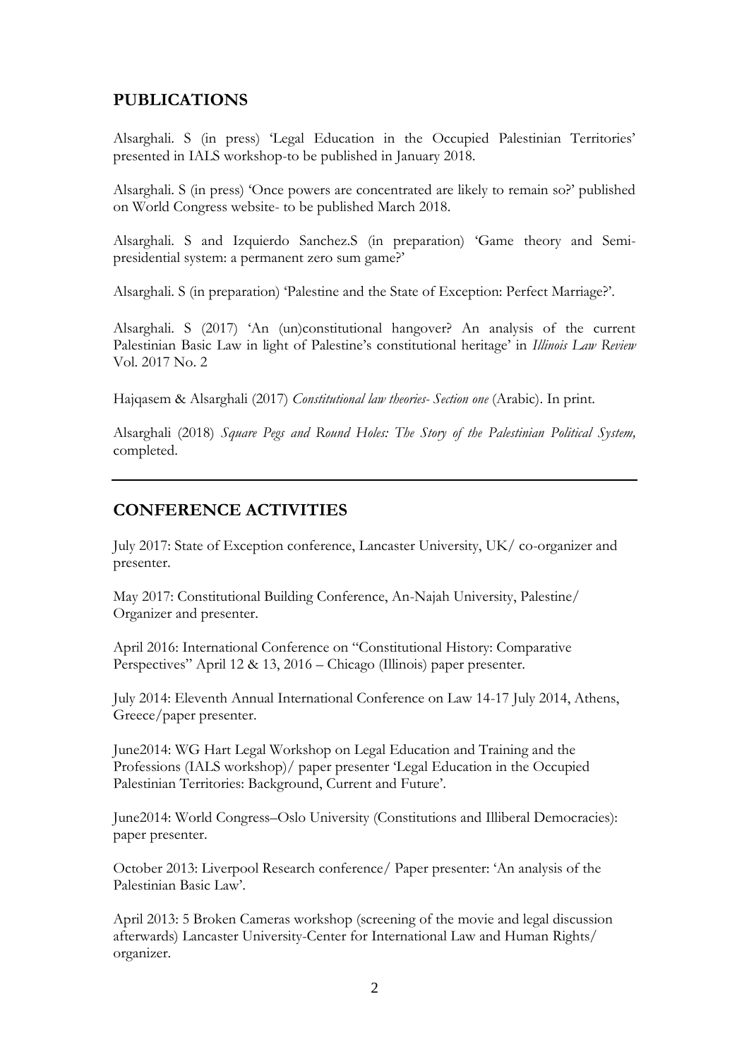## PUBLICATIONS

Alsarghali. S (in press) 'Legal Education in the Occupied Palestinian Territories' presented in IALS workshop-to be published in January 2018.

Alsarghali. S (in press) 'Once powers are concentrated are likely to remain so?' published on World Congress website- to be published March 2018.

Alsarghali. S and Izquierdo Sanchez.S (in preparation) 'Game theory and Semi-presidential system: a permanent zero sum game?'

Alsarghali. S (in preparation) 'Palestine and the State of Exception: Perfect Marriage?'.

Alsarghali. S (2017) 'An (un)constitutional hangover? An analysis of the current Palestinian Basic Law in light of Palestine's constitutional heritage' in *Illinois Law Review* Vol. 2017 No. 2

Hajqasem & Alsarghali (2017) *Constitutional law theories- Section one* (Arabic). In print.

Alsarghali (2018) *Square Pegs and Round Holes: The Story of the Palestinian Political System,* completed.

---

## CONFERENCE ACTIVITIES

July 2017: State of Exception conference, Lancaster University, UK/ co-organizer and presenter.

May 2017: Constitutional Building Conference, An-Najah University, Palestine/ Organizer and presenter.

April 2016: International Conference on "Constitutional History: Comparative Perspectives" April 12 & 13, 2016 – Chicago (Illinois) paper presenter.

July 2014: Eleventh Annual International Conference on Law 14-17 July 2014, Athens, Greece/paper presenter.

June2014: WG Hart Legal Workshop on Legal Education and Training and the Professions (IALS workshop)/ paper presenter 'Legal Education in the Occupied Palestinian Territories: Background, Current and Future'.

June2014: World Congress–Oslo University (Constitutions and Illiberal Democracies): paper presenter.

October 2013: Liverpool Research conference/ Paper presenter: 'An analysis of the Palestinian Basic Law'.

April 2013: 5 Broken Cameras workshop (screening of the movie and legal discussion afterwards) Lancaster University-Center for International Law and Human Rights/ organizer.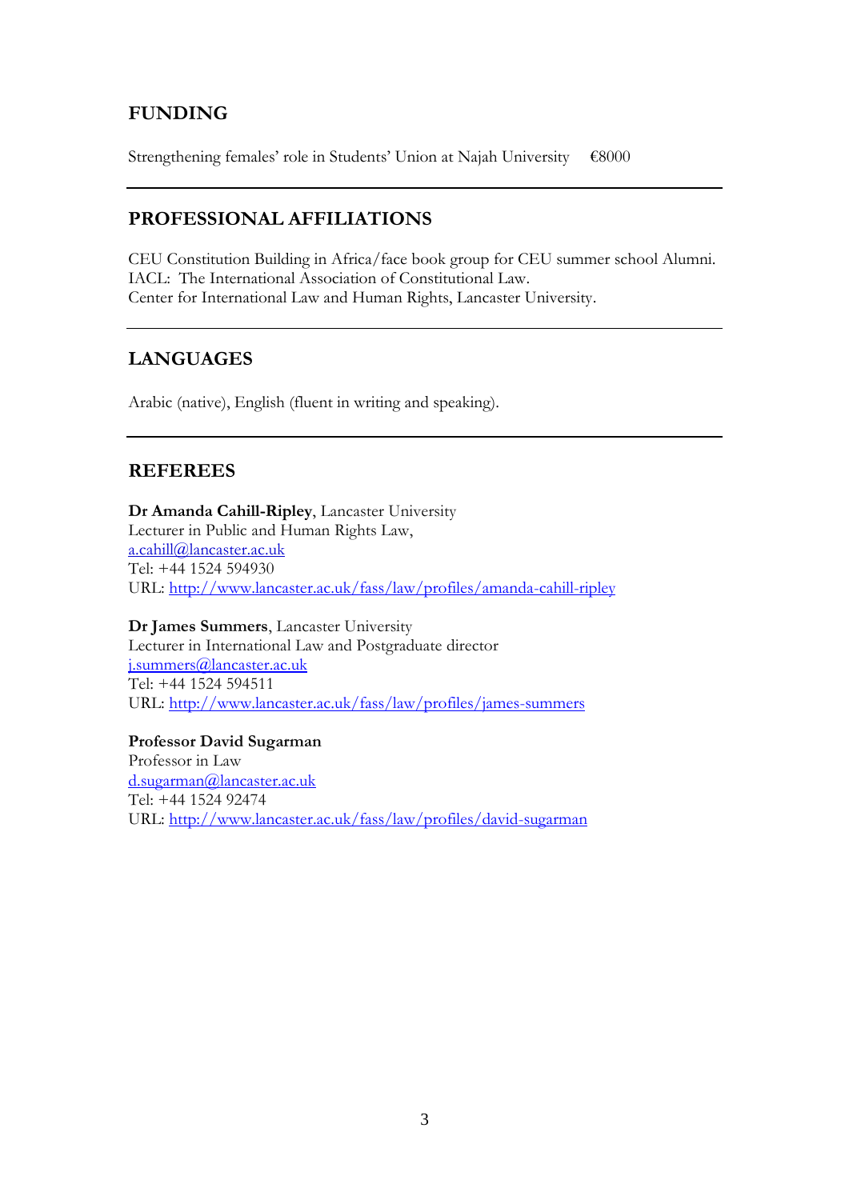## FUNDING

Strengthening females' role in Students' Union at Najah University €8000

---

## PROFESSIONAL AFFILIATIONS

CEU Constitution Building in Africa/face book group for CEU summer school Alumni.
IACL: The International Association of Constitutional Law.
Center for International Law and Human Rights, Lancaster University.

---

## LANGUAGES

Arabic (native), English (fluent in writing and speaking).

---

## REFEREES

**Dr Amanda Cahill-Ripley**, Lancaster University
Lecturer in Public and Human Rights Law,
a.cahill@lancaster.ac.uk
Tel: +44 1524 594930
URL: http://www.lancaster.ac.uk/fass/law/profiles/amanda-cahill-ripley

**Dr James Summers**, Lancaster University
Lecturer in International Law and Postgraduate director
j.summers@lancaster.ac.uk
Tel: +44 1524 594511
URL: http://www.lancaster.ac.uk/fass/law/profiles/james-summers

**Professor David Sugarman**
Professor in Law
d.sugarman@lancaster.ac.uk
Tel: +44 1524 92474
URL: http://www.lancaster.ac.uk/fass/law/profiles/david-sugarman